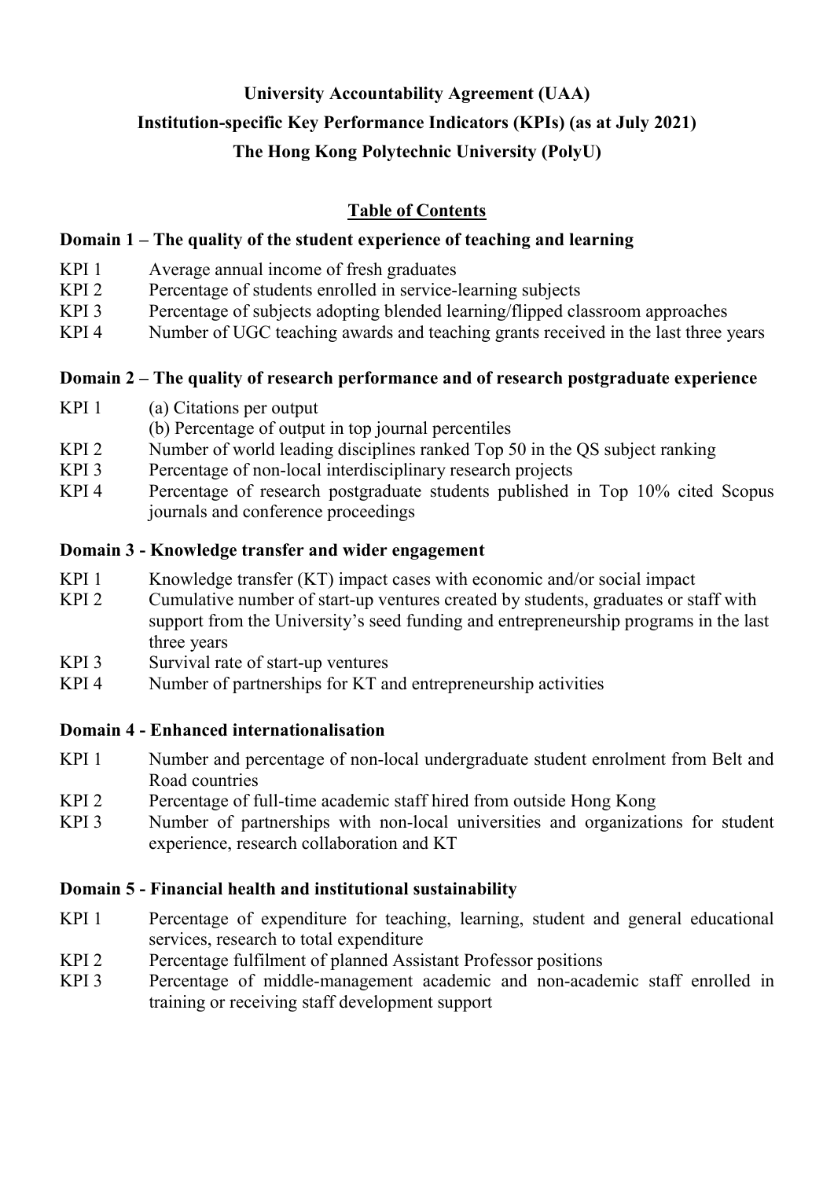# University Accountability Agreement (UAA)

# Institution-specific Key Performance Indicators (KPIs) (as at July 2021)

# The Hong Kong Polytechnic University (PolyU)

## Table of Contents

### Domain 1 – The quality of the student experience of teaching and learning

- KPI 1 Average annual income of fresh graduates
- KPI 2 Percentage of students enrolled in service-learning subjects
- KPI 3 Percentage of subjects adopting blended learning/flipped classroom approaches
- KPI 4 Number of UGC teaching awards and teaching grants received in the last three years

### Domain 2 – The quality of research performance and of research postgraduate experience

- KPI 1 (a) Citations per output
  (b) Percentage of output in top journal percentiles
- KPI 2 Number of world leading disciplines ranked Top 50 in the QS subject ranking
- KPI 3 Percentage of non-local interdisciplinary research projects
- KPI 4 Percentage of research postgraduate students published in Top 10% cited Scopus journals and conference proceedings

### Domain 3 - Knowledge transfer and wider engagement

- KPI 1 Knowledge transfer (KT) impact cases with economic and/or social impact
- KPI 2 Cumulative number of start-up ventures created by students, graduates or staff with support from the University's seed funding and entrepreneurship programs in the last three years
- KPI 3 Survival rate of start-up ventures
- KPI 4 Number of partnerships for KT and entrepreneurship activities

### Domain 4 - Enhanced internationalisation

- KPI 1 Number and percentage of non-local undergraduate student enrolment from Belt and Road countries
- KPI 2 Percentage of full-time academic staff hired from outside Hong Kong
- KPI 3 Number of partnerships with non-local universities and organizations for student experience, research collaboration and KT

### Domain 5 - Financial health and institutional sustainability

- KPI 1 Percentage of expenditure for teaching, learning, student and general educational services, research to total expenditure
- KPI 2 Percentage fulfilment of planned Assistant Professor positions
- KPI 3 Percentage of middle-management academic and non-academic staff enrolled in training or receiving staff development support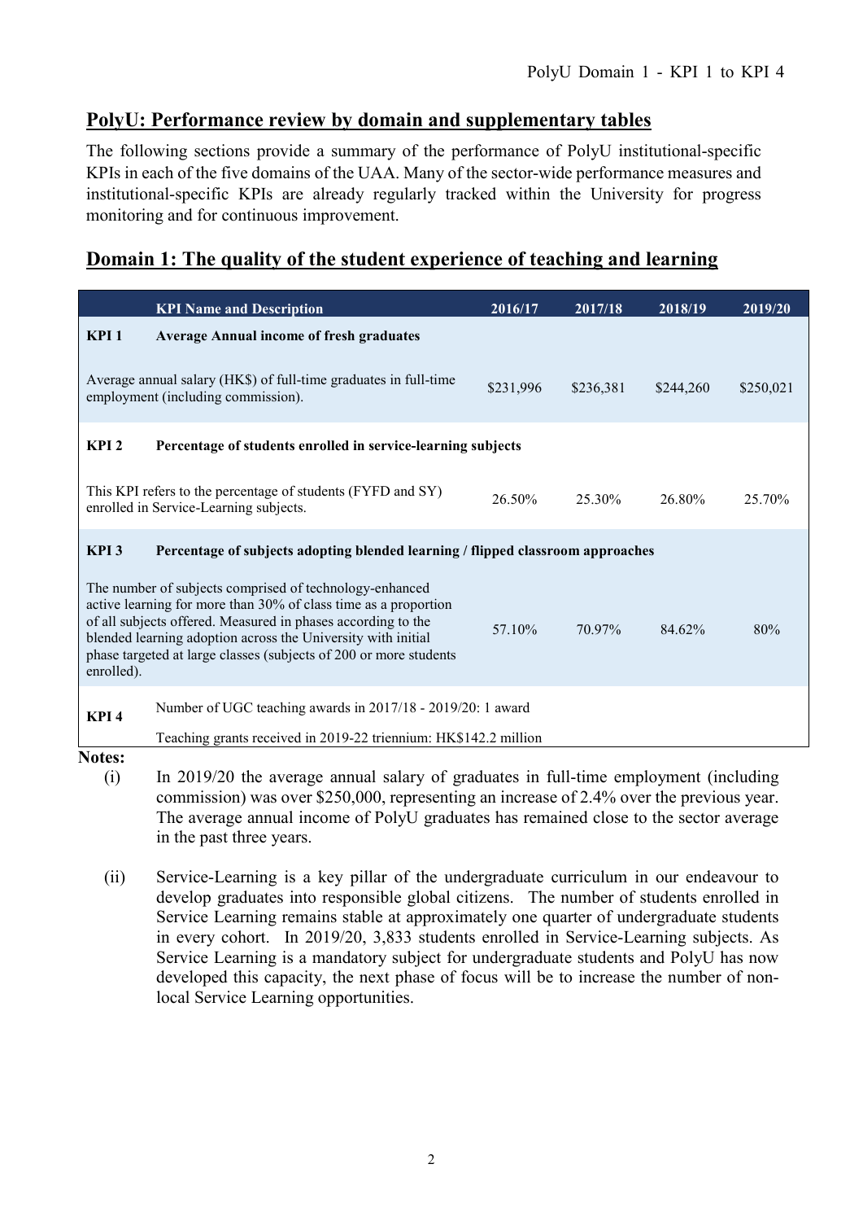## PolyU: Performance review by domain and supplementary tables

The following sections provide a summary of the performance of PolyU institutional-specific KPIs in each of the five domains of the UAA. Many of the sector-wide performance measures and institutional-specific KPIs are already regularly tracked within the University for progress monitoring and for continuous improvement.

## Domain 1: The quality of the student experience of teaching and learning

| | KPI Name and Description | 2016/17 | 2017/18 | 2018/19 | 2019/20 |
|---|---|---|---|---|---|
| **KPI 1** | **Average Annual income of fresh graduates** | | | | |
| Average annual salary (HK$) of full-time graduates in full-time employment (including commission). | | $231,996 | $236,381 | $244,260 | $250,021 |
| **KPI 2** | **Percentage of students enrolled in service-learning subjects** | | | | |
| This KPI refers to the percentage of students (FYFD and SY) enrolled in Service-Learning subjects. | | 26.50% | 25.30% | 26.80% | 25.70% |
| **KPI 3** | **Percentage of subjects adopting blended learning / flipped classroom approaches** | | | | |
| The number of subjects comprised of technology-enhanced active learning for more than 30% of class time as a proportion of all subjects offered. Measured in phases according to the blended learning adoption across the University with initial phase targeted at large classes (subjects of 200 or more students enrolled). | | 57.10% | 70.97% | 84.62% | 80% |
| **KPI 4** | Number of UGC teaching awards in 2017/18 - 2019/20: 1 award<br>Teaching grants received in 2019-22 triennium: HK$142.2 million | | | | |

**Notes:**

(i) In 2019/20 the average annual salary of graduates in full-time employment (including commission) was over $250,000, representing an increase of 2.4% over the previous year. The average annual income of PolyU graduates has remained close to the sector average in the past three years.

(ii) Service-Learning is a key pillar of the undergraduate curriculum in our endeavour to develop graduates into responsible global citizens. The number of students enrolled in Service Learning remains stable at approximately one quarter of undergraduate students in every cohort. In 2019/20, 3,833 students enrolled in Service-Learning subjects. As Service Learning is a mandatory subject for undergraduate students and PolyU has now developed this capacity, the next phase of focus will be to increase the number of non-local Service Learning opportunities.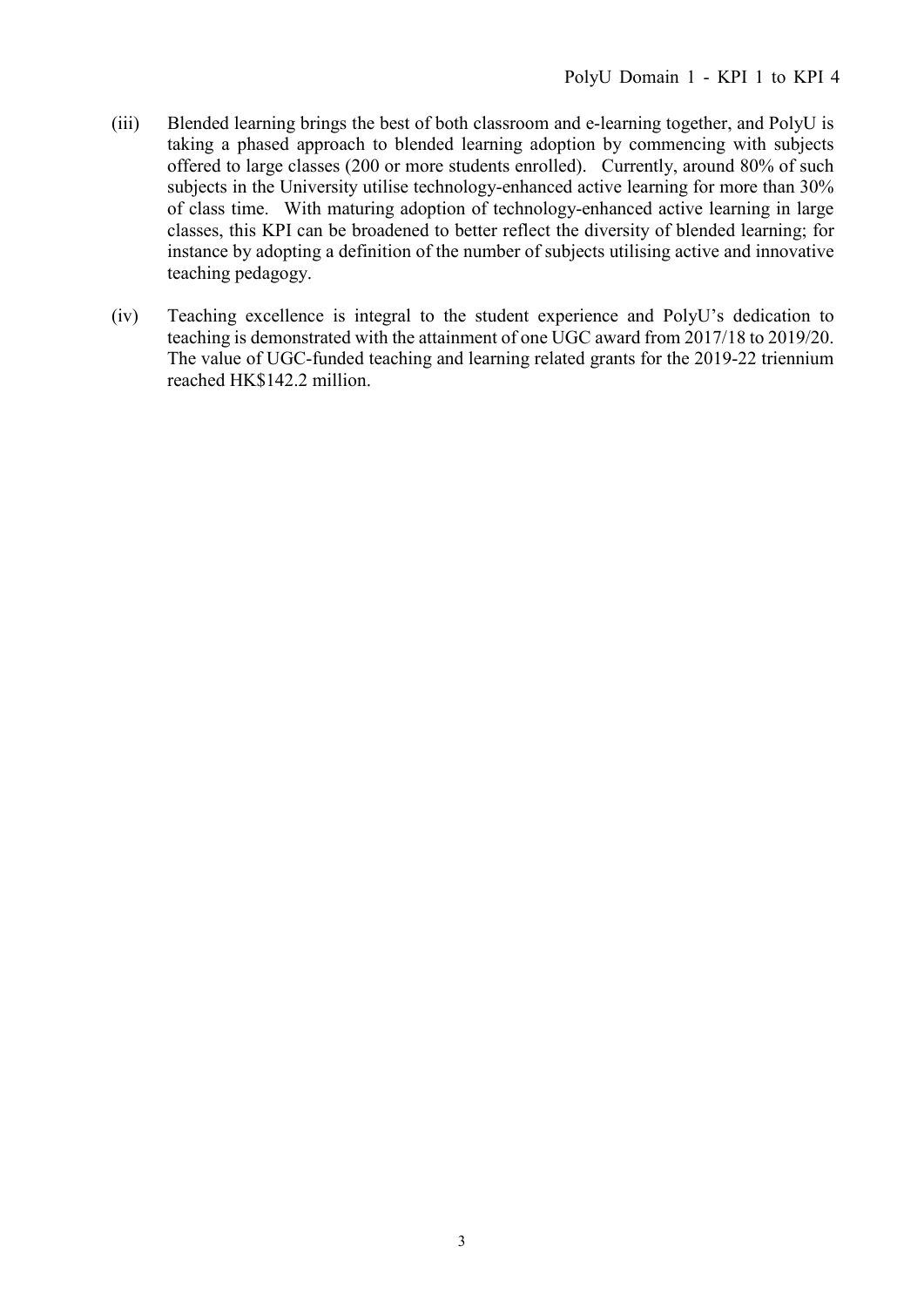(iii) Blended learning brings the best of both classroom and e-learning together, and PolyU is taking a phased approach to blended learning adoption by commencing with subjects offered to large classes (200 or more students enrolled). Currently, around 80% of such subjects in the University utilise technology-enhanced active learning for more than 30% of class time. With maturing adoption of technology-enhanced active learning in large classes, this KPI can be broadened to better reflect the diversity of blended learning; for instance by adopting a definition of the number of subjects utilising active and innovative teaching pedagogy.

(iv) Teaching excellence is integral to the student experience and PolyU's dedication to teaching is demonstrated with the attainment of one UGC award from 2017/18 to 2019/20. The value of UGC-funded teaching and learning related grants for the 2019-22 triennium reached HK$142.2 million.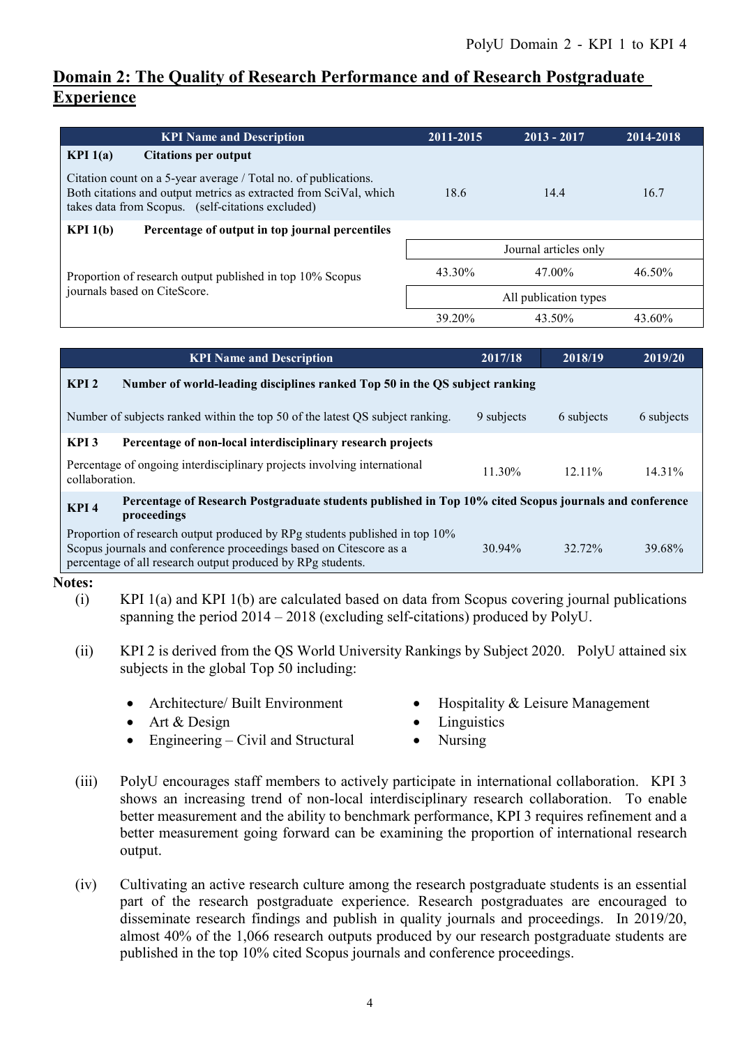## Domain 2: The Quality of Research Performance and of Research Postgraduate Experience

| KPI Name and Description | 2011-2015 | 2013 - 2017 | 2014-2018 |
|---|---|---|---|
| **KPI 1(a) Citations per output** | | | |
| Citation count on a 5-year average / Total no. of publications. Both citations and output metrics as extracted from SciVal, which takes data from Scopus. (self-citations excluded) | 18.6 | 14.4 | 16.7 |
| **KPI 1(b) Percentage of output in top journal percentiles** | | | |
| | Journal articles only | | |
| Proportion of research output published in top 10% Scopus journals based on CiteScore. | 43.30% | 47.00% | 46.50% |
| | All publication types | | |
| | 39.20% | 43.50% | 43.60% |

| KPI Name and Description | 2017/18 | 2018/19 | 2019/20 |
|---|---|---|---|
| **KPI 2 Number of world-leading disciplines ranked Top 50 in the QS subject ranking** | | | |
| Number of subjects ranked within the top 50 of the latest QS subject ranking. | 9 subjects | 6 subjects | 6 subjects |
| **KPI 3 Percentage of non-local interdisciplinary research projects** | | | |
| Percentage of ongoing interdisciplinary projects involving international collaboration. | 11.30% | 12.11% | 14.31% |
| **KPI 4 Percentage of Research Postgraduate students published in Top 10% cited Scopus journals and conference proceedings** | | | |
| Proportion of research output produced by RPg students published in top 10% Scopus journals and conference proceedings based on Citescore as a percentage of all research output produced by RPg students. | 30.94% | 32.72% | 39.68% |

**Notes:**

(i) KPI 1(a) and KPI 1(b) are calculated based on data from Scopus covering journal publications spanning the period 2014 – 2018 (excluding self-citations) produced by PolyU.

(ii) KPI 2 is derived from the QS World University Rankings by Subject 2020. PolyU attained six subjects in the global Top 50 including:

- Architecture/ Built Environment
- Art & Design
- Engineering – Civil and Structural
- Hospitality & Leisure Management
- Linguistics
- Nursing

(iii) PolyU encourages staff members to actively participate in international collaboration. KPI 3 shows an increasing trend of non-local interdisciplinary research collaboration. To enable better measurement and the ability to benchmark performance, KPI 3 requires refinement and a better measurement going forward can be examining the proportion of international research output.

(iv) Cultivating an active research culture among the research postgraduate students is an essential part of the research postgraduate experience. Research postgraduates are encouraged to disseminate research findings and publish in quality journals and proceedings. In 2019/20, almost 40% of the 1,066 research outputs produced by our research postgraduate students are published in the top 10% cited Scopus journals and conference proceedings.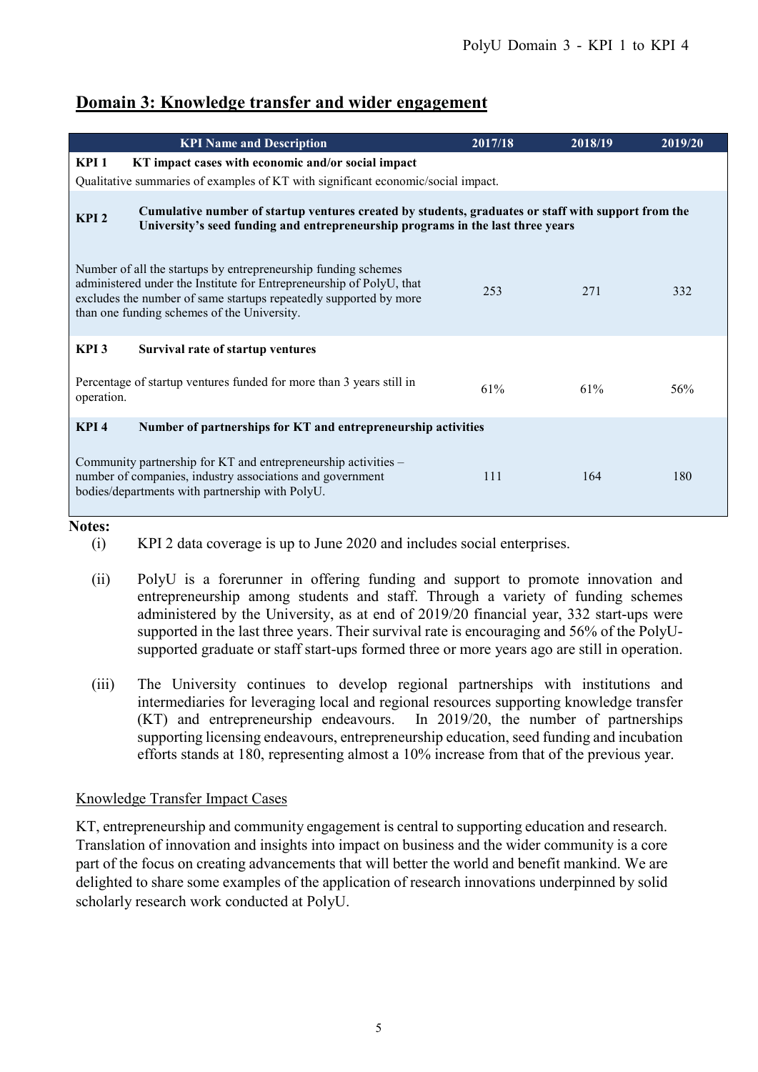## Domain 3: Knowledge transfer and wider engagement

| KPI Name and Description | 2017/18 | 2018/19 | 2019/20 |
|---|---|---|---|
| **KPI 1 KT impact cases with economic and/or social impact** | | | |
| Qualitative summaries of examples of KT with significant economic/social impact. | | | |
| **KPI 2 Cumulative number of startup ventures created by students, graduates or staff with support from the University's seed funding and entrepreneurship programs in the last three years** | | | |
| Number of all the startups by entrepreneurship funding schemes administered under the Institute for Entrepreneurship of PolyU, that excludes the number of same startups repeatedly supported by more than one funding schemes of the University. | 253 | 271 | 332 |
| **KPI 3 Survival rate of startup ventures** | | | |
| Percentage of startup ventures funded for more than 3 years still in operation. | 61% | 61% | 56% |
| **KPI 4 Number of partnerships for KT and entrepreneurship activities** | | | |
| Community partnership for KT and entrepreneurship activities – number of companies, industry associations and government bodies/departments with partnership with PolyU. | 111 | 164 | 180 |

**Notes:**

(i) KPI 2 data coverage is up to June 2020 and includes social enterprises.

(ii) PolyU is a forerunner in offering funding and support to promote innovation and entrepreneurship among students and staff. Through a variety of funding schemes administered by the University, as at end of 2019/20 financial year, 332 start-ups were supported in the last three years. Their survival rate is encouraging and 56% of the PolyU-supported graduate or staff start-ups formed three or more years ago are still in operation.

(iii) The University continues to develop regional partnerships with institutions and intermediaries for leveraging local and regional resources supporting knowledge transfer (KT) and entrepreneurship endeavours. In 2019/20, the number of partnerships supporting licensing endeavours, entrepreneurship education, seed funding and incubation efforts stands at 180, representing almost a 10% increase from that of the previous year.

### Knowledge Transfer Impact Cases

KT, entrepreneurship and community engagement is central to supporting education and research. Translation of innovation and insights into impact on business and the wider community is a core part of the focus on creating advancements that will better the world and benefit mankind. We are delighted to share some examples of the application of research innovations underpinned by solid scholarly research work conducted at PolyU.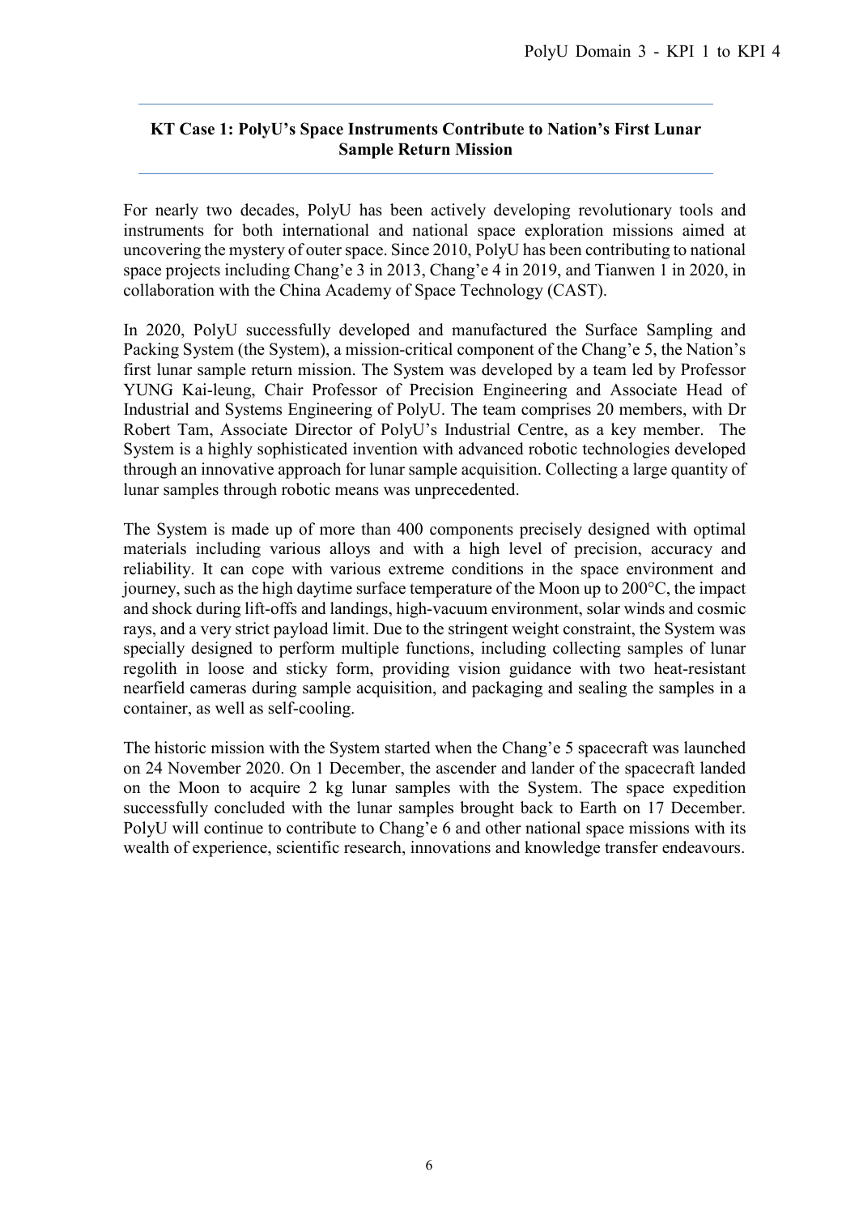## KT Case 1: PolyU's Space Instruments Contribute to Nation's First Lunar Sample Return Mission

For nearly two decades, PolyU has been actively developing revolutionary tools and instruments for both international and national space exploration missions aimed at uncovering the mystery of outer space. Since 2010, PolyU has been contributing to national space projects including Chang'e 3 in 2013, Chang'e 4 in 2019, and Tianwen 1 in 2020, in collaboration with the China Academy of Space Technology (CAST).

In 2020, PolyU successfully developed and manufactured the Surface Sampling and Packing System (the System), a mission-critical component of the Chang'e 5, the Nation's first lunar sample return mission. The System was developed by a team led by Professor YUNG Kai-leung, Chair Professor of Precision Engineering and Associate Head of Industrial and Systems Engineering of PolyU. The team comprises 20 members, with Dr Robert Tam, Associate Director of PolyU's Industrial Centre, as a key member. The System is a highly sophisticated invention with advanced robotic technologies developed through an innovative approach for lunar sample acquisition. Collecting a large quantity of lunar samples through robotic means was unprecedented.

The System is made up of more than 400 components precisely designed with optimal materials including various alloys and with a high level of precision, accuracy and reliability. It can cope with various extreme conditions in the space environment and journey, such as the high daytime surface temperature of the Moon up to 200°C, the impact and shock during lift-offs and landings, high-vacuum environment, solar winds and cosmic rays, and a very strict payload limit. Due to the stringent weight constraint, the System was specially designed to perform multiple functions, including collecting samples of lunar regolith in loose and sticky form, providing vision guidance with two heat-resistant nearfield cameras during sample acquisition, and packaging and sealing the samples in a container, as well as self-cooling.

The historic mission with the System started when the Chang'e 5 spacecraft was launched on 24 November 2020. On 1 December, the ascender and lander of the spacecraft landed on the Moon to acquire 2 kg lunar samples with the System. The space expedition successfully concluded with the lunar samples brought back to Earth on 17 December. PolyU will continue to contribute to Chang'e 6 and other national space missions with its wealth of experience, scientific research, innovations and knowledge transfer endeavours.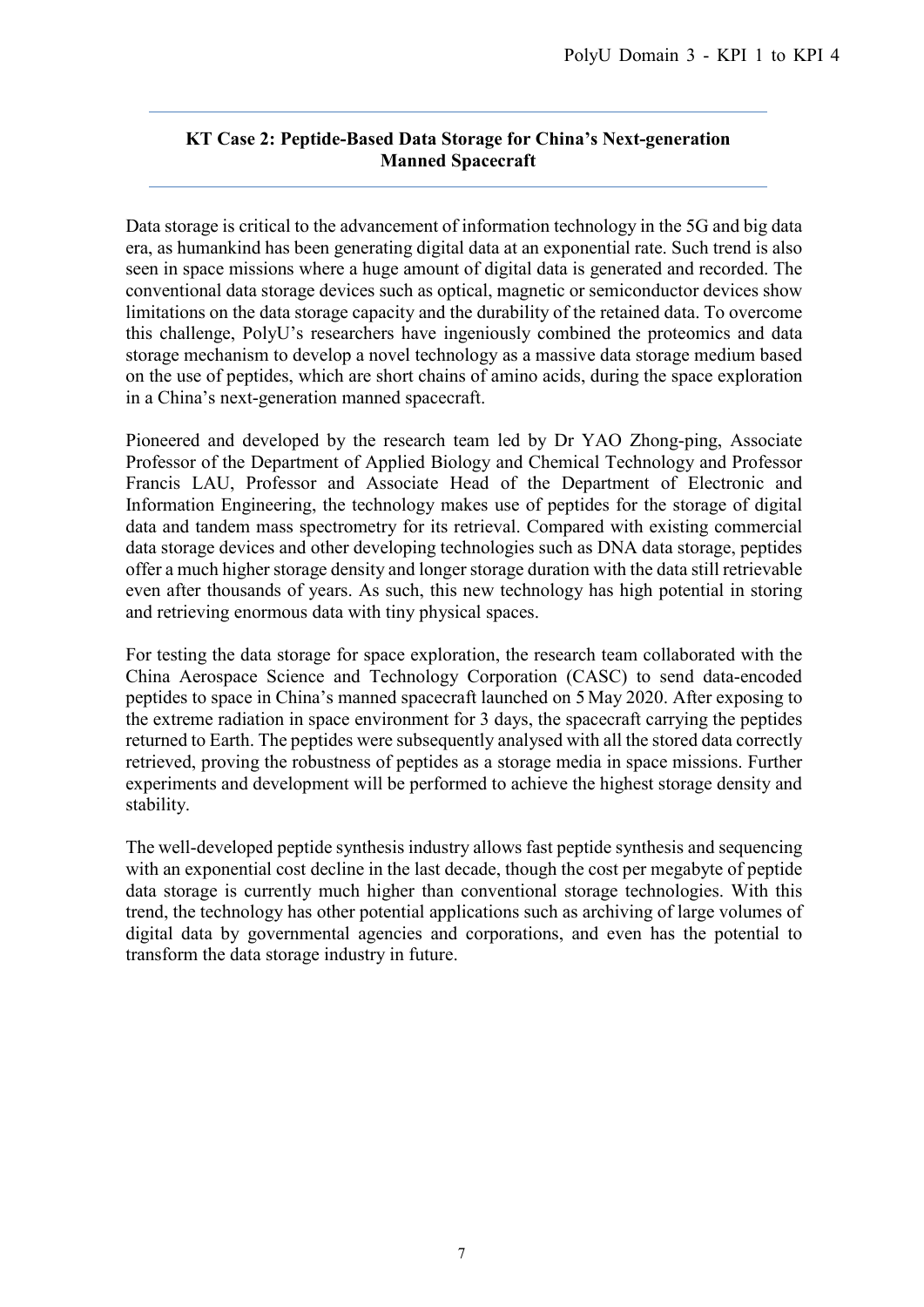## KT Case 2: Peptide-Based Data Storage for China's Next-generation Manned Spacecraft

Data storage is critical to the advancement of information technology in the 5G and big data era, as humankind has been generating digital data at an exponential rate. Such trend is also seen in space missions where a huge amount of digital data is generated and recorded. The conventional data storage devices such as optical, magnetic or semiconductor devices show limitations on the data storage capacity and the durability of the retained data. To overcome this challenge, PolyU's researchers have ingeniously combined the proteomics and data storage mechanism to develop a novel technology as a massive data storage medium based on the use of peptides, which are short chains of amino acids, during the space exploration in a China's next-generation manned spacecraft.

Pioneered and developed by the research team led by Dr YAO Zhong-ping, Associate Professor of the Department of Applied Biology and Chemical Technology and Professor Francis LAU, Professor and Associate Head of the Department of Electronic and Information Engineering, the technology makes use of peptides for the storage of digital data and tandem mass spectrometry for its retrieval. Compared with existing commercial data storage devices and other developing technologies such as DNA data storage, peptides offer a much higher storage density and longer storage duration with the data still retrievable even after thousands of years. As such, this new technology has high potential in storing and retrieving enormous data with tiny physical spaces.

For testing the data storage for space exploration, the research team collaborated with the China Aerospace Science and Technology Corporation (CASC) to send data-encoded peptides to space in China's manned spacecraft launched on 5 May 2020. After exposing to the extreme radiation in space environment for 3 days, the spacecraft carrying the peptides returned to Earth. The peptides were subsequently analysed with all the stored data correctly retrieved, proving the robustness of peptides as a storage media in space missions. Further experiments and development will be performed to achieve the highest storage density and stability.

The well-developed peptide synthesis industry allows fast peptide synthesis and sequencing with an exponential cost decline in the last decade, though the cost per megabyte of peptide data storage is currently much higher than conventional storage technologies. With this trend, the technology has other potential applications such as archiving of large volumes of digital data by governmental agencies and corporations, and even has the potential to transform the data storage industry in future.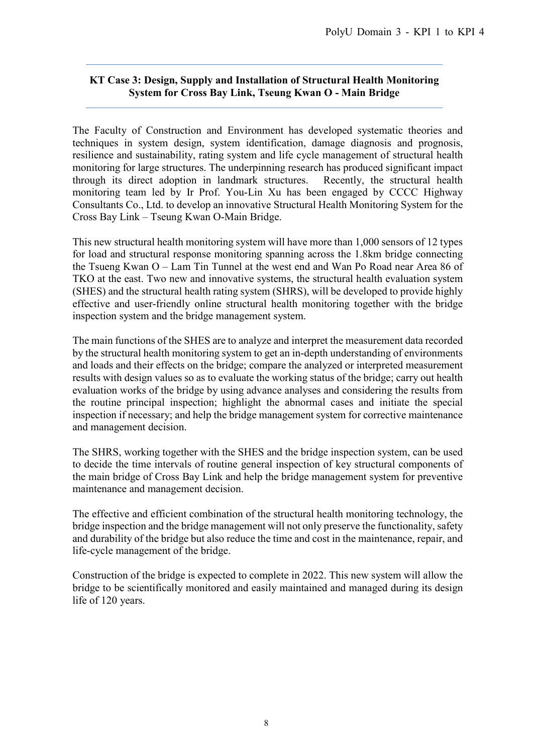## KT Case 3: Design, Supply and Installation of Structural Health Monitoring System for Cross Bay Link, Tseung Kwan O - Main Bridge

The Faculty of Construction and Environment has developed systematic theories and techniques in system design, system identification, damage diagnosis and prognosis, resilience and sustainability, rating system and life cycle management of structural health monitoring for large structures. The underpinning research has produced significant impact through its direct adoption in landmark structures. Recently, the structural health monitoring team led by Ir Prof. You-Lin Xu has been engaged by CCCC Highway Consultants Co., Ltd. to develop an innovative Structural Health Monitoring System for the Cross Bay Link – Tseung Kwan O-Main Bridge.

This new structural health monitoring system will have more than 1,000 sensors of 12 types for load and structural response monitoring spanning across the 1.8km bridge connecting the Tsueng Kwan O – Lam Tin Tunnel at the west end and Wan Po Road near Area 86 of TKO at the east. Two new and innovative systems, the structural health evaluation system (SHES) and the structural health rating system (SHRS), will be developed to provide highly effective and user-friendly online structural health monitoring together with the bridge inspection system and the bridge management system.

The main functions of the SHES are to analyze and interpret the measurement data recorded by the structural health monitoring system to get an in-depth understanding of environments and loads and their effects on the bridge; compare the analyzed or interpreted measurement results with design values so as to evaluate the working status of the bridge; carry out health evaluation works of the bridge by using advance analyses and considering the results from the routine principal inspection; highlight the abnormal cases and initiate the special inspection if necessary; and help the bridge management system for corrective maintenance and management decision.

The SHRS, working together with the SHES and the bridge inspection system, can be used to decide the time intervals of routine general inspection of key structural components of the main bridge of Cross Bay Link and help the bridge management system for preventive maintenance and management decision.

The effective and efficient combination of the structural health monitoring technology, the bridge inspection and the bridge management will not only preserve the functionality, safety and durability of the bridge but also reduce the time and cost in the maintenance, repair, and life-cycle management of the bridge.

Construction of the bridge is expected to complete in 2022. This new system will allow the bridge to be scientifically monitored and easily maintained and managed during its design life of 120 years.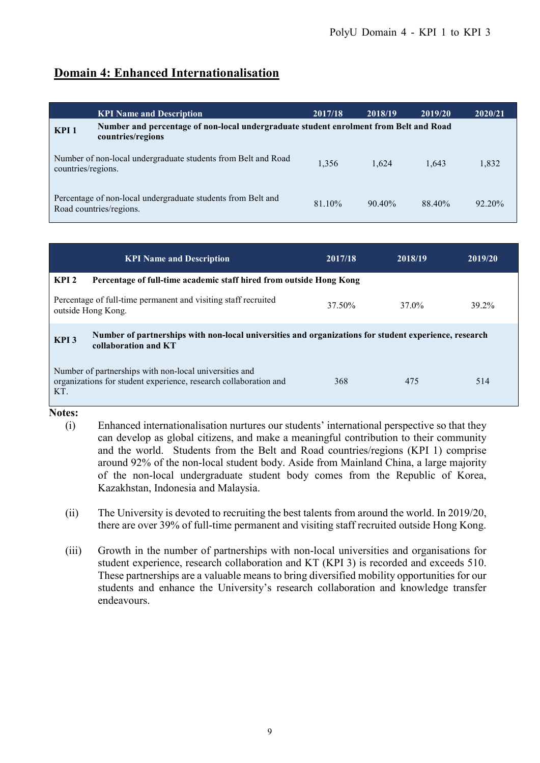## Domain 4: Enhanced Internationalisation

| | KPI Name and Description | 2017/18 | 2018/19 | 2019/20 | 2020/21 |
|---|---|---|---|---|---|
| **KPI 1** | **Number and percentage of non-local undergraduate student enrolment from Belt and Road countries/regions** | | | | |
| Number of non-local undergraduate students from Belt and Road countries/regions. | | 1,356 | 1,624 | 1,643 | 1,832 |
| Percentage of non-local undergraduate students from Belt and Road countries/regions. | | 81.10% | 90.40% | 88.40% | 92.20% |

| | KPI Name and Description | 2017/18 | 2018/19 | 2019/20 |
|---|---|---|---|---|
| **KPI 2** | **Percentage of full-time academic staff hired from outside Hong Kong** | | | |
| Percentage of full-time permanent and visiting staff recruited outside Hong Kong. | | 37.50% | 37.0% | 39.2% |
| **KPI 3** | **Number of partnerships with non-local universities and organizations for student experience, research collaboration and KT** | | | |
| Number of partnerships with non-local universities and organizations for student experience, research collaboration and KT. | | 368 | 475 | 514 |

**Notes:**

(i) Enhanced internationalisation nurtures our students' international perspective so that they can develop as global citizens, and make a meaningful contribution to their community and the world. Students from the Belt and Road countries/regions (KPI 1) comprise around 92% of the non-local student body. Aside from Mainland China, a large majority of the non-local undergraduate student body comes from the Republic of Korea, Kazakhstan, Indonesia and Malaysia.

(ii) The University is devoted to recruiting the best talents from around the world. In 2019/20, there are over 39% of full-time permanent and visiting staff recruited outside Hong Kong.

(iii) Growth in the number of partnerships with non-local universities and organisations for student experience, research collaboration and KT (KPI 3) is recorded and exceeds 510. These partnerships are a valuable means to bring diversified mobility opportunities for our students and enhance the University's research collaboration and knowledge transfer endeavours.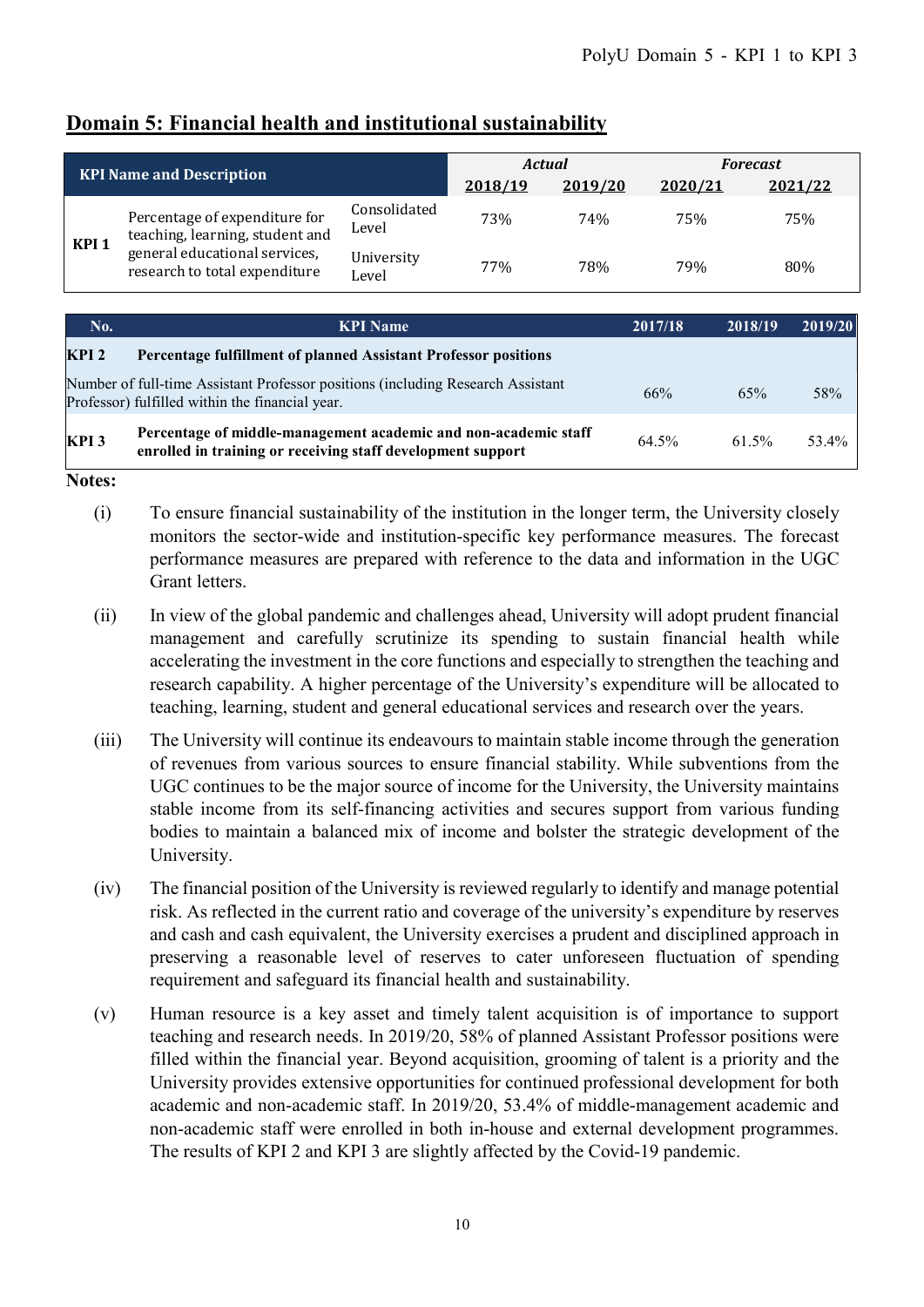## Domain 5: Financial health and institutional sustainability

| KPI Name and Description | | | *Actual* | | *Forecast* | |
|---|---|---|---|---|---|---|
| | | | 2018/19 | 2019/20 | 2020/21 | 2021/22 |
| **KPI 1** | Percentage of expenditure for teaching, learning, student and general educational services, research to total expenditure | Consolidated Level | 73% | 74% | 75% | 75% |
| | | University Level | 77% | 78% | 79% | 80% |

| No. | KPI Name | 2017/18 | 2018/19 | 2019/20 |
|---|---|---|---|---|
| **KPI 2** | **Percentage fulfillment of planned Assistant Professor positions** | | | |
| | Number of full-time Assistant Professor positions (including Research Assistant Professor) fulfilled within the financial year. | 66% | 65% | 58% |
| **KPI 3** | **Percentage of middle-management academic and non-academic staff enrolled in training or receiving staff development support** | 64.5% | 61.5% | 53.4% |

**Notes:**

(i) To ensure financial sustainability of the institution in the longer term, the University closely monitors the sector-wide and institution-specific key performance measures. The forecast performance measures are prepared with reference to the data and information in the UGC Grant letters.

(ii) In view of the global pandemic and challenges ahead, University will adopt prudent financial management and carefully scrutinize its spending to sustain financial health while accelerating the investment in the core functions and especially to strengthen the teaching and research capability. A higher percentage of the University's expenditure will be allocated to teaching, learning, student and general educational services and research over the years.

(iii) The University will continue its endeavours to maintain stable income through the generation of revenues from various sources to ensure financial stability. While subventions from the UGC continues to be the major source of income for the University, the University maintains stable income from its self-financing activities and secures support from various funding bodies to maintain a balanced mix of income and bolster the strategic development of the University.

(iv) The financial position of the University is reviewed regularly to identify and manage potential risk. As reflected in the current ratio and coverage of the university's expenditure by reserves and cash and cash equivalent, the University exercises a prudent and disciplined approach in preserving a reasonable level of reserves to cater unforeseen fluctuation of spending requirement and safeguard its financial health and sustainability.

(v) Human resource is a key asset and timely talent acquisition is of importance to support teaching and research needs. In 2019/20, 58% of planned Assistant Professor positions were filled within the financial year. Beyond acquisition, grooming of talent is a priority and the University provides extensive opportunities for continued professional development for both academic and non-academic staff. In 2019/20, 53.4% of middle-management academic and non-academic staff were enrolled in both in-house and external development programmes. The results of KPI 2 and KPI 3 are slightly affected by the Covid-19 pandemic.